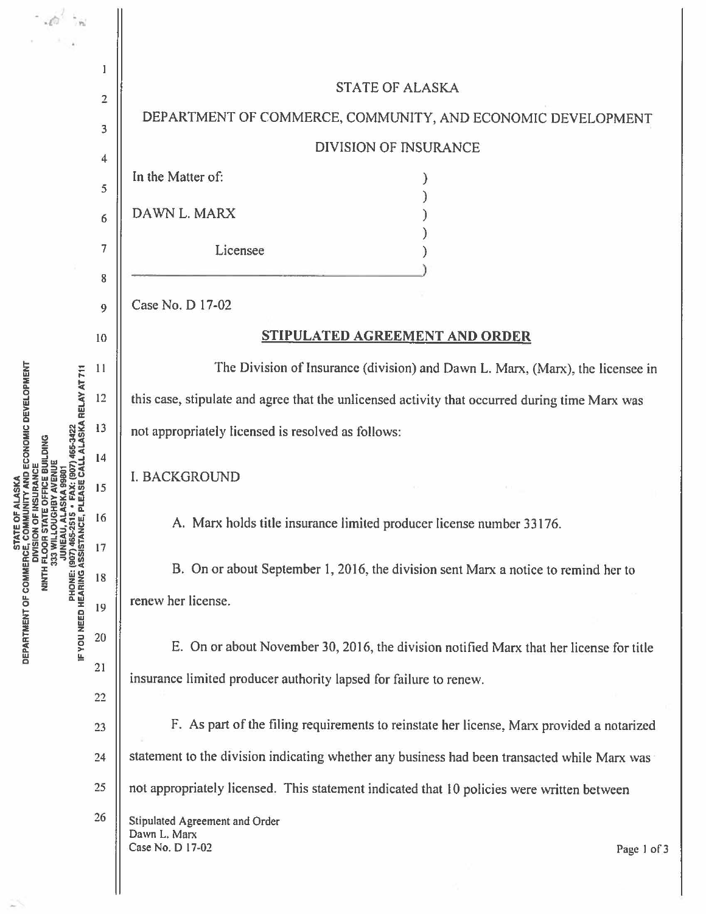STATE OF ALASKA

DEPARTMENT OF COMMERCE, COMMUNITY, AND ECONOMIC DEVELOPMENT

DIVISION OF INSURANCE

In the Matter of:

DAWN L. MARX

Licensee

Case No. D 17-02

## STIPULATED AGREEMENT AND ORDER

The Division of Insurance (division) and Dawn L. Marx, (Marx), the licensee in this case, stipulate and agree that the unlicensed activity that occurred during time Marx was not appropriately licensed is resolved as follows:

I. BACKGROUND

A. Marx holds title insurance limited producer license number 33176.

B. On or about September 1, 2016, the division sent Marx a notice to remind her to renew her license.

E. On or about November 30, 2016, the division notified Marx that her license for title insurance limited producer authority lapsed for failure to renew.

F. As part of the filing requirements to reinstate her license, Marx provided a notarized statement to the division indicating whether any business had been transacted while Marx was not appropriately licensed. This statement indicated that 10 policies were written between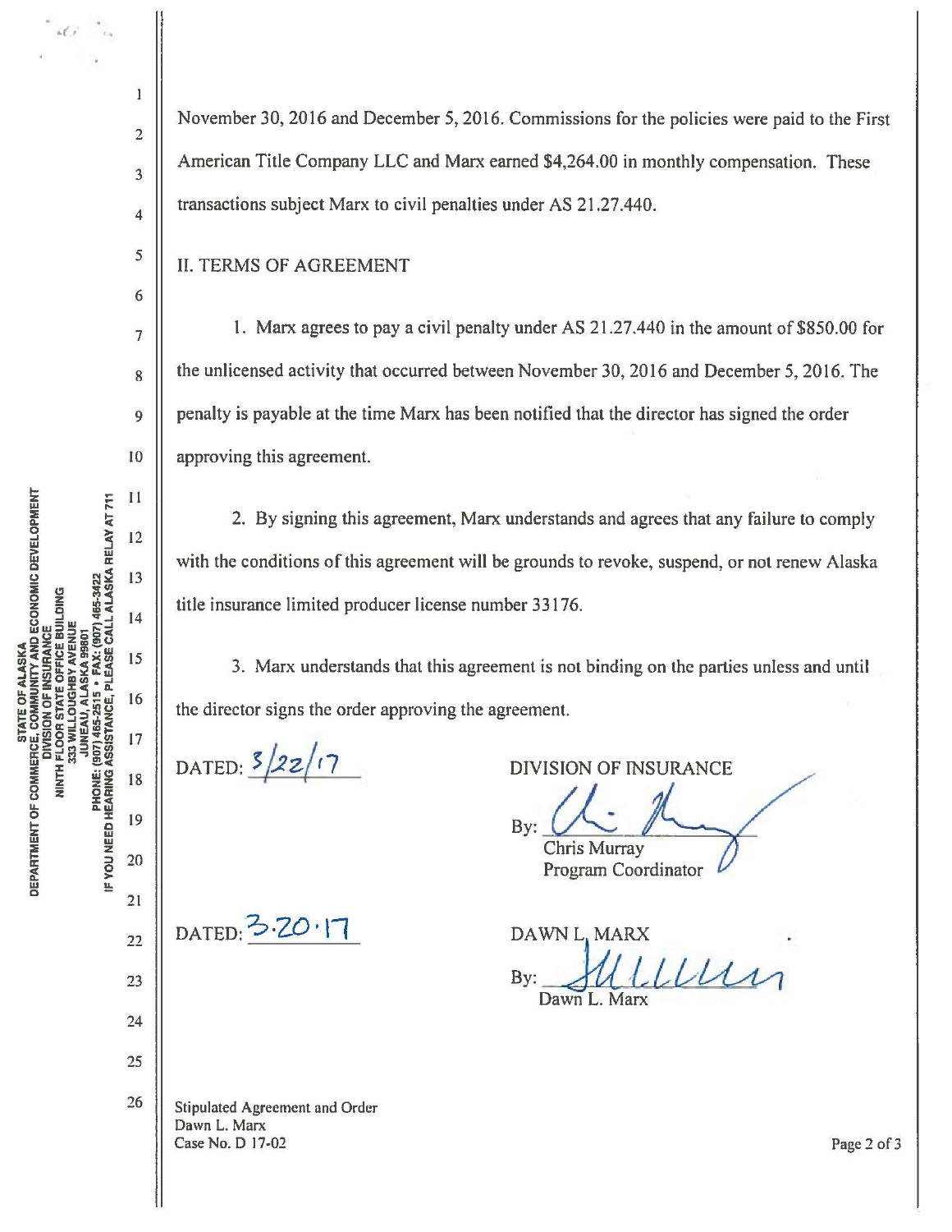November 30, 2016 and December 5, 2016. Commissions for the policies were paid to the First American Title Company LLC and Marx earned $4,264.00 in monthly compensation. These transactions subject Marx to civil penalties under AS 21.27.440.

## II. TERMS OF AGREEMENT

1. Marx agrees to pay a civil penalty under AS 21.27.440 in the amount of $850.00 for the unlicensed activity that occurred between November 30, 2016 and December 5, 2016. The penalty is payable at the time Marx has been notified that the director has signed the order approving this agreement.

2. By signing this agreement, Marx understands and agrees that any failure to comply with the conditions of this agreement will be grounds to revoke, suspend, or not renew Alaska title insurance limited producer license number 33176.

3. Marx understands that this agreement is not binding on the parties unless and until the director signs the order approving the agreement.

DATED: 3/22/17

DIVISION OF INSURANCE

By: [signature]
Chris Murray
Program Coordinator

DATED: 3.20.17

DAWN L. MARX

By: [signature]
Dawn L. Marx

Stipulated Agreement and Order
Dawn L. Marx
Case No. D 17-02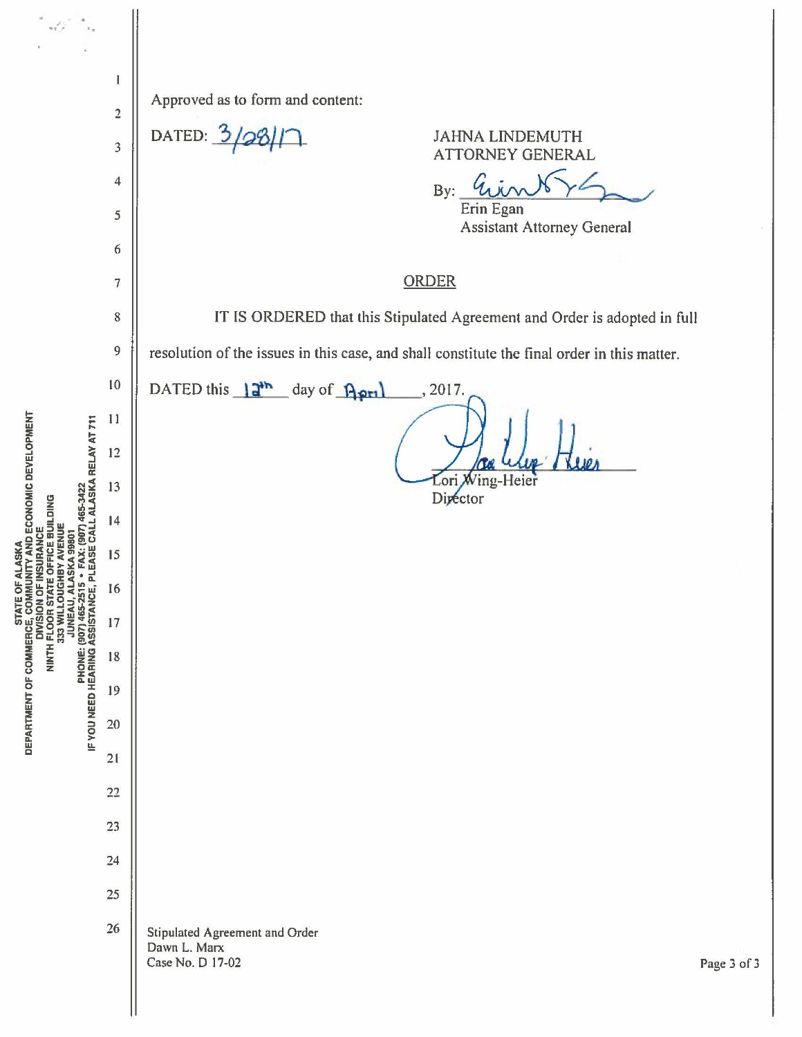Approved as to form and content:

DATED: 3/28/17

JAHNA LINDEMUTH
ATTORNEY GENERAL

By: ___________________
Erin Egan
Assistant Attorney General

## ORDER

IT IS ORDERED that this Stipulated Agreement and Order is adopted in full resolution of the issues in this case, and shall constitute the final order in this matter.

DATED this 12th day of April, 2017.

___________________
Lori Wing-Heier
Director

STATE OF ALASKA
DEPARTMENT OF COMMERCE, COMMUNITY AND ECONOMIC DEVELOPMENT
DIVISION OF INSURANCE
NINTH FLOOR STATE OFFICE BUILDING
333 WILLOUGHBY AVENUE
JUNEAU, ALASKA 99801
PHONE: (907) 465-2515 • FAX: (907) 465-3422
IF YOU NEED HEARING ASSISTANCE, PLEASE CALL ALASKA RELAY AT 711

Stipulated Agreement and Order
Dawn L. Marx
Case No. D 17-02